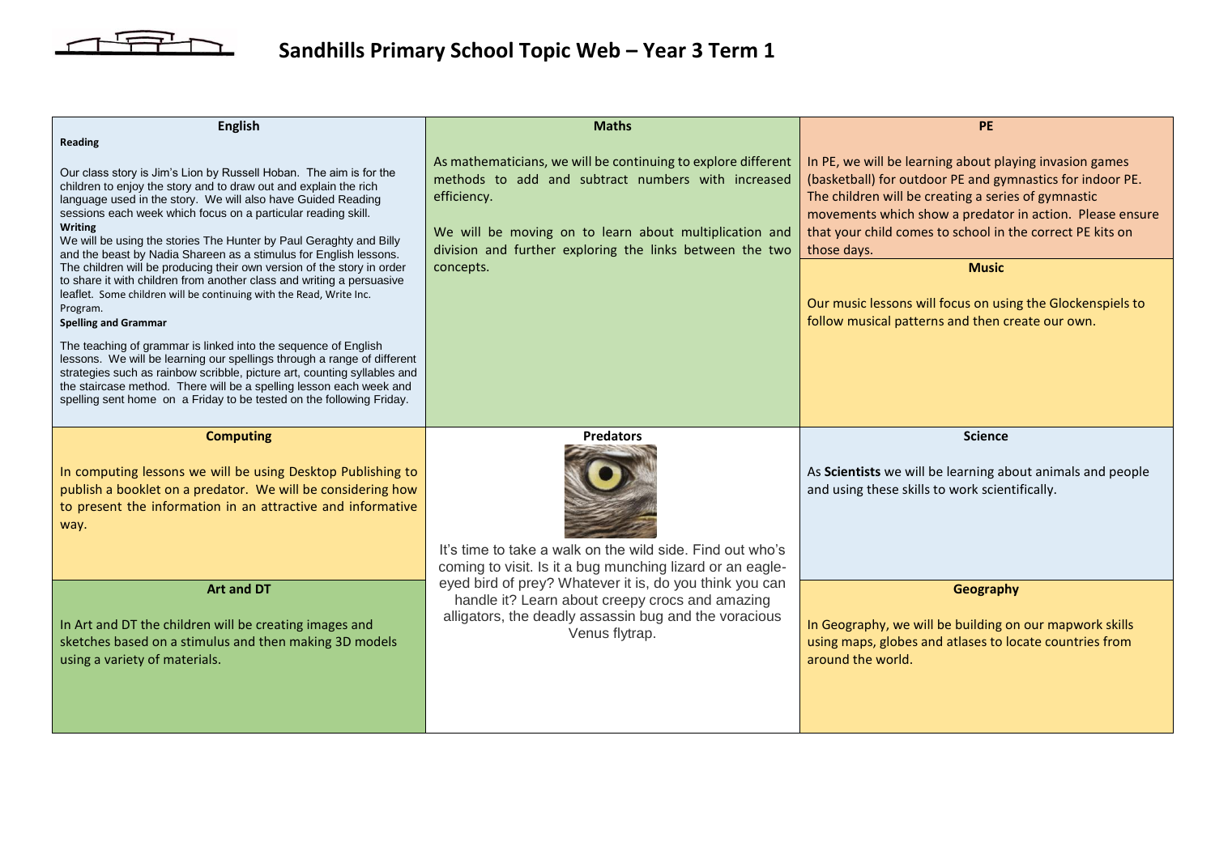# Sandhills Primary School Topic Web – Year 3 Term 1

## English

**Reading**

Our class story is Jim's Lion by Russell Hoban. The aim is for the children to enjoy the story and to draw out and explain the rich language used in the story. We will also have Guided Reading sessions each week which focus on a particular reading skill.

**Writing**

We will be using the stories The Hunter by Paul Geraghty and Billy and the beast by Nadia Shareen as a stimulus for English lessons. The children will be producing their own version of the story in order to share it with children from another class and writing a persuasive leaflet. Some children will be continuing with the Read, Write Inc. Program.

**Spelling and Grammar**

The teaching of grammar is linked into the sequence of English lessons. We will be learning our spellings through a range of different strategies such as rainbow scribble, picture art, counting syllables and the staircase method. There will be a spelling lesson each week and spelling sent home on a Friday to be tested on the following Friday.

## Maths

As mathematicians, we will be continuing to explore different methods to add and subtract numbers with increased efficiency.

We will be moving on to learn about multiplication and division and further exploring the links between the two concepts.

## PE

In PE, we will be learning about playing invasion games (basketball) for outdoor PE and gymnastics for indoor PE. The children will be creating a series of gymnastic movements which show a predator in action. Please ensure that your child comes to school in the correct PE kits on those days.

## Music

Our music lessons will focus on using the Glockenspiels to follow musical patterns and then create our own.

## Computing

In computing lessons we will be using Desktop Publishing to publish a booklet on a predator. We will be considering how to present the information in an attractive and informative way.

## Predators

It's time to take a walk on the wild side. Find out who's coming to visit. Is it a bug munching lizard or an eagle-eyed bird of prey? Whatever it is, do you think you can handle it? Learn about creepy crocs and amazing alligators, the deadly assassin bug and the voracious Venus flytrap.

## Science

As **Scientists** we will be learning about animals and people and using these skills to work scientifically.

## Art and DT

In Art and DT the children will be creating images and sketches based on a stimulus and then making 3D models using a variety of materials.

## Geography

In Geography, we will be building on our mapwork skills using maps, globes and atlases to locate countries from around the world.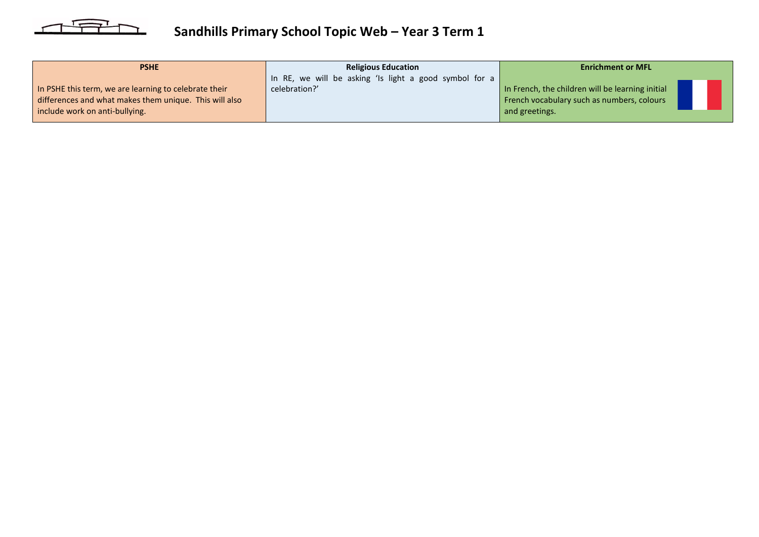# Sandhills Primary School Topic Web – Year 3 Term 1

| PSHE | Religious Education | Enrichment or MFL |
|---|---|---|
| In PSHE this term, we are learning to celebrate their differences and what makes them unique. This will also include work on anti-bullying. | In RE, we will be asking 'Is light a good symbol for a celebration?' | In French, the children will be learning initial French vocabulary such as numbers, colours and greetings. |